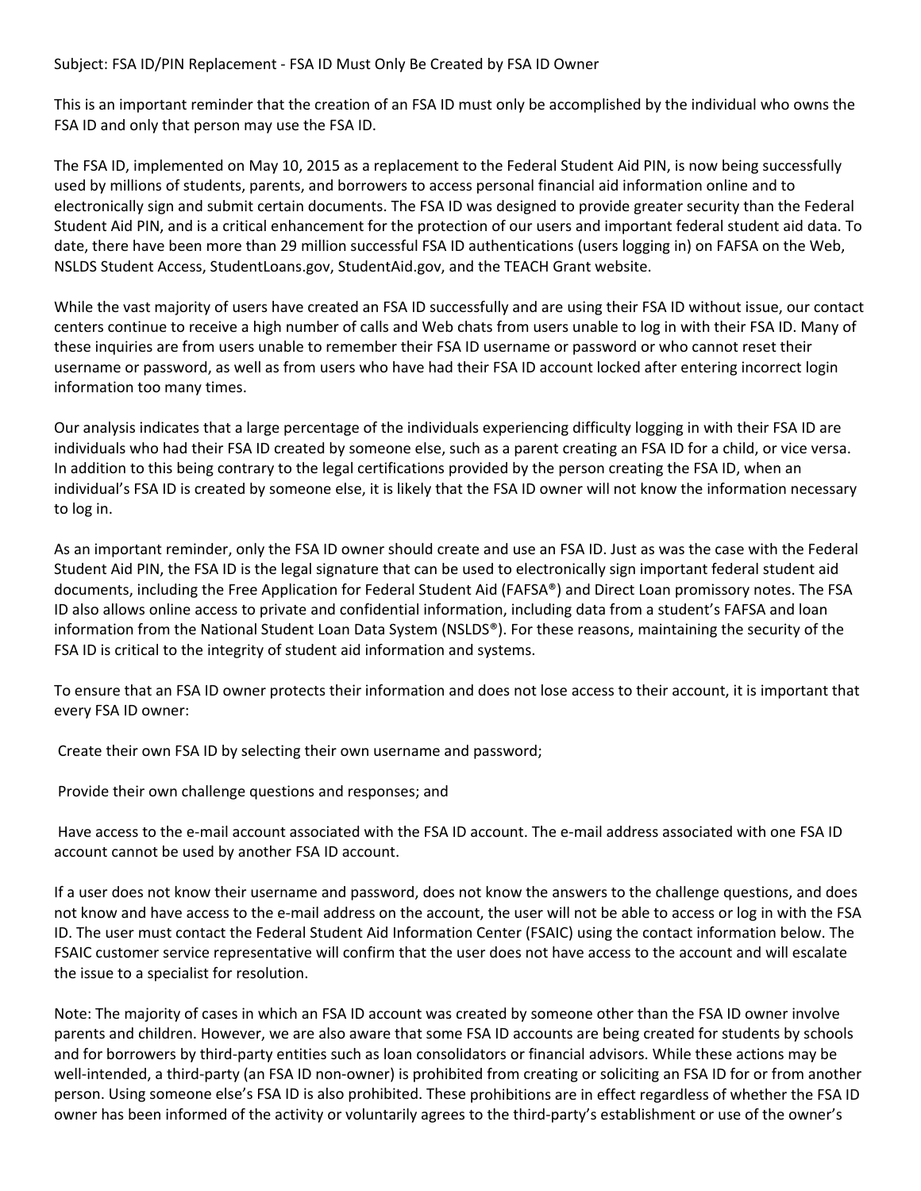Subject: FSA ID/PIN Replacement - FSA ID Must Only Be Created by FSA ID Owner

This is an important reminder that the creation of an FSA ID must only be accomplished by the individual who owns the FSA ID and only that person may use the FSA ID.

The FSA ID, implemented on May 10, 2015 as a replacement to the Federal Student Aid PIN, is now being successfully used by millions of students, parents, and borrowers to access personal financial aid information online and to electronically sign and submit certain documents. The FSA ID was designed to provide greater security than the Federal Student Aid PIN, and is a critical enhancement for the protection of our users and important federal student aid data. To date, there have been more than 29 million successful FSA ID authentications (users logging in) on FAFSA on the Web, NSLDS Student Access, StudentLoans.gov, StudentAid.gov, and the TEACH Grant website.

While the vast majority of users have created an FSA ID successfully and are using their FSA ID without issue, our contact centers continue to receive a high number of calls and Web chats from users unable to log in with their FSA ID. Many of these inquiries are from users unable to remember their FSA ID username or password or who cannot reset their username or password, as well as from users who have had their FSA ID account locked after entering incorrect login information too many times.

Our analysis indicates that a large percentage of the individuals experiencing difficulty logging in with their FSA ID are individuals who had their FSA ID created by someone else, such as a parent creating an FSA ID for a child, or vice versa. In addition to this being contrary to the legal certifications provided by the person creating the FSA ID, when an individual's FSA ID is created by someone else, it is likely that the FSA ID owner will not know the information necessary to log in.

As an important reminder, only the FSA ID owner should create and use an FSA ID. Just as was the case with the Federal Student Aid PIN, the FSA ID is the legal signature that can be used to electronically sign important federal student aid documents, including the Free Application for Federal Student Aid (FAFSA®) and Direct Loan promissory notes. The FSA ID also allows online access to private and confidential information, including data from a student's FAFSA and loan information from the National Student Loan Data System (NSLDS®). For these reasons, maintaining the security of the FSA ID is critical to the integrity of student aid information and systems.

To ensure that an FSA ID owner protects their information and does not lose access to their account, it is important that every FSA ID owner:

- Create their own FSA ID by selecting their own username and password;
- Provide their own challenge questions and responses; and
- Have access to the e-mail account associated with the FSA ID account. The e-mail address associated with one FSA ID account cannot be used by another FSA ID account.

If a user does not know their username and password, does not know the answers to the challenge questions, and does not know and have access to the e-mail address on the account, the user will not be able to access or log in with the FSA ID. The user must contact the Federal Student Aid Information Center (FSAIC) using the contact information below. The FSAIC customer service representative will confirm that the user does not have access to the account and will escalate the issue to a specialist for resolution.

Note: The majority of cases in which an FSA ID account was created by someone other than the FSA ID owner involve parents and children. However, we are also aware that some FSA ID accounts are being created for students by schools and for borrowers by third-party entities such as loan consolidators or financial advisors. While these actions may be well-intended, a third-party (an FSA ID non-owner) is prohibited from creating or soliciting an FSA ID for or from another person. Using someone else's FSA ID is also prohibited. These prohibitions are in effect regardless of whether the FSA ID owner has been informed of the activity or voluntarily agrees to the third-party's establishment or use of the owner's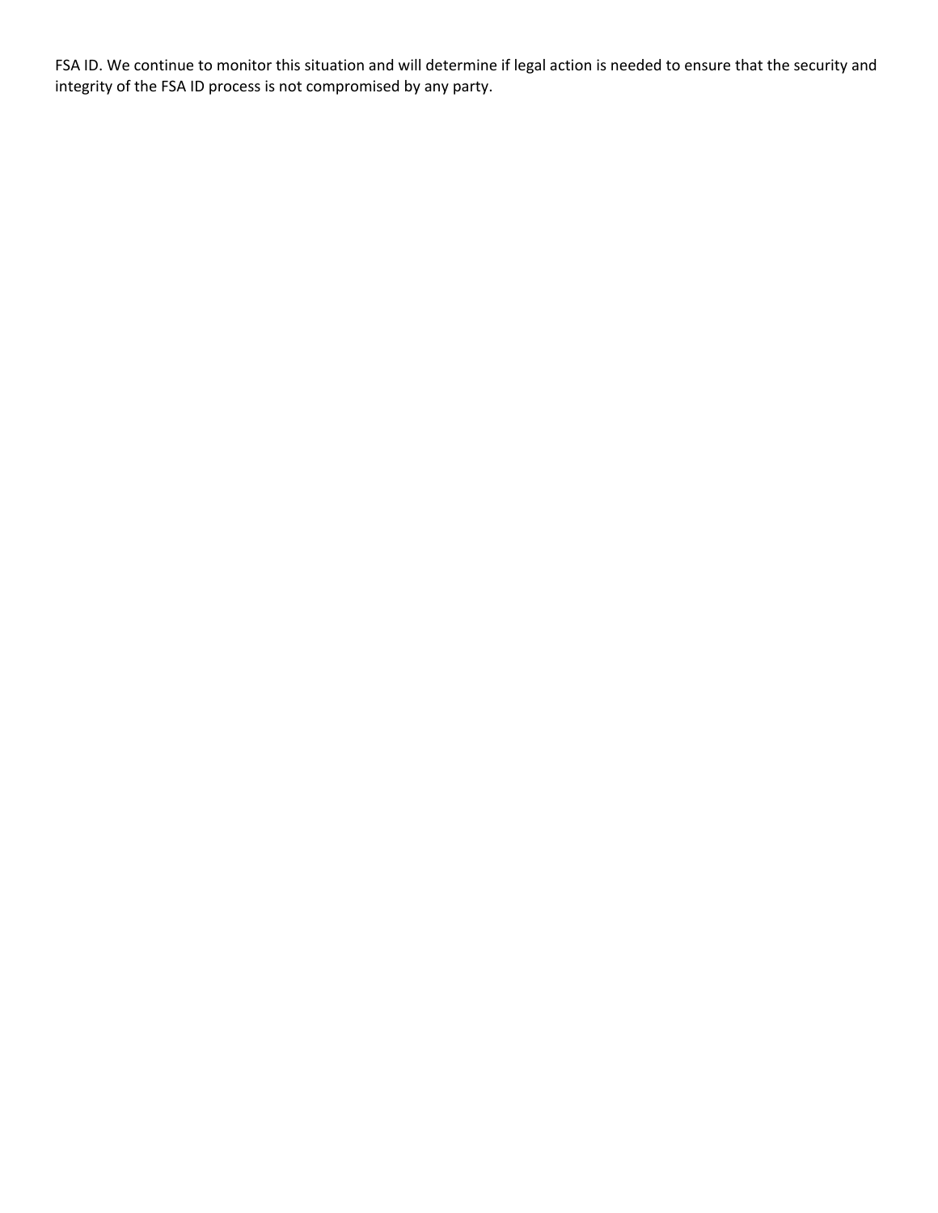FSA ID. We continue to monitor this situation and will determine if legal action is needed to ensure that the security and integrity of the FSA ID process is not compromised by any party.